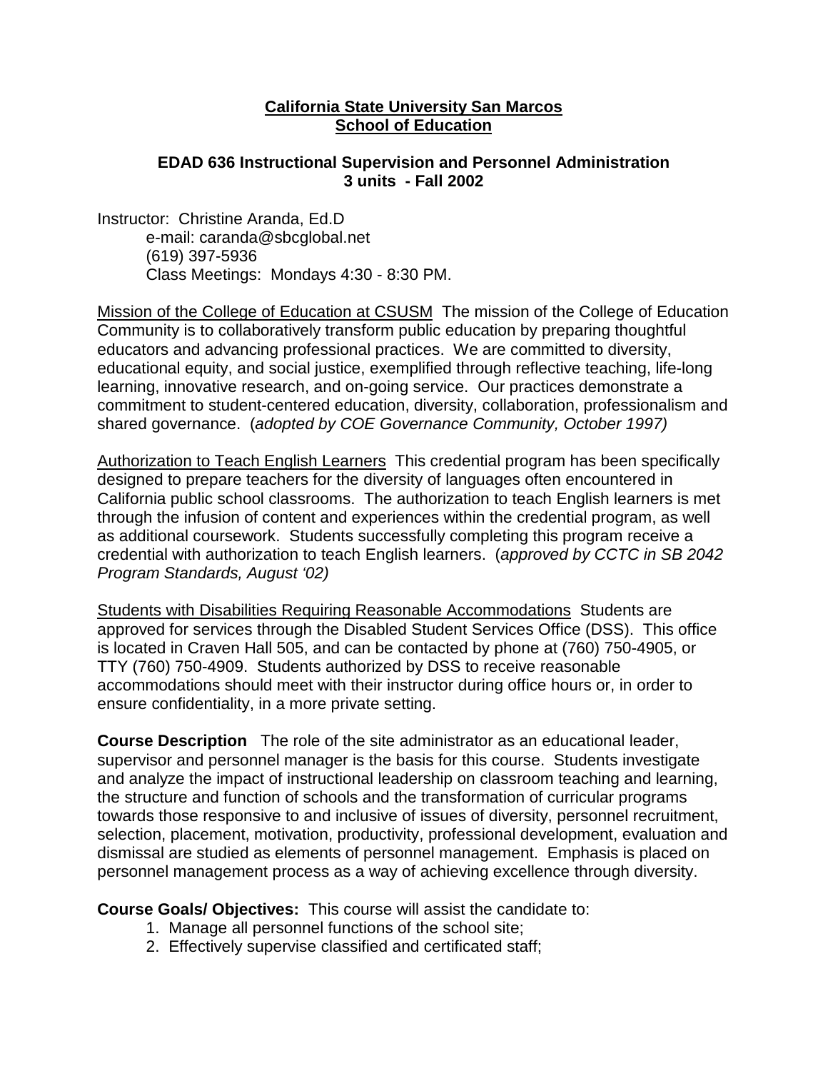**California State University San Marcos**
**School of Education**

**EDAD 636 Instructional Supervision and Personnel Administration**
**3 units - Fall 2002**

Instructor: Christine Aranda, Ed.D
e-mail: caranda@sbcglobal.net
(619) 397-5936
Class Meetings: Mondays 4:30 - 8:30 PM.

Mission of the College of Education at CSUSM The mission of the College of Education Community is to collaboratively transform public education by preparing thoughtful educators and advancing professional practices. We are committed to diversity, educational equity, and social justice, exemplified through reflective teaching, life-long learning, innovative research, and on-going service. Our practices demonstrate a commitment to student-centered education, diversity, collaboration, professionalism and shared governance. (*adopted by COE Governance Community, October 1997)*

Authorization to Teach English Learners This credential program has been specifically designed to prepare teachers for the diversity of languages often encountered in California public school classrooms. The authorization to teach English learners is met through the infusion of content and experiences within the credential program, as well as additional coursework. Students successfully completing this program receive a credential with authorization to teach English learners. (*approved by CCTC in SB 2042 Program Standards, August '02)*

Students with Disabilities Requiring Reasonable Accommodations Students are approved for services through the Disabled Student Services Office (DSS). This office is located in Craven Hall 505, and can be contacted by phone at (760) 750-4905, or TTY (760) 750-4909. Students authorized by DSS to receive reasonable accommodations should meet with their instructor during office hours or, in order to ensure confidentiality, in a more private setting.

**Course Description** The role of the site administrator as an educational leader, supervisor and personnel manager is the basis for this course. Students investigate and analyze the impact of instructional leadership on classroom teaching and learning, the structure and function of schools and the transformation of curricular programs towards those responsive to and inclusive of issues of diversity, personnel recruitment, selection, placement, motivation, productivity, professional development, evaluation and dismissal are studied as elements of personnel management. Emphasis is placed on personnel management process as a way of achieving excellence through diversity.

**Course Goals/ Objectives:** This course will assist the candidate to:

1. Manage all personnel functions of the school site;
2. Effectively supervise classified and certificated staff;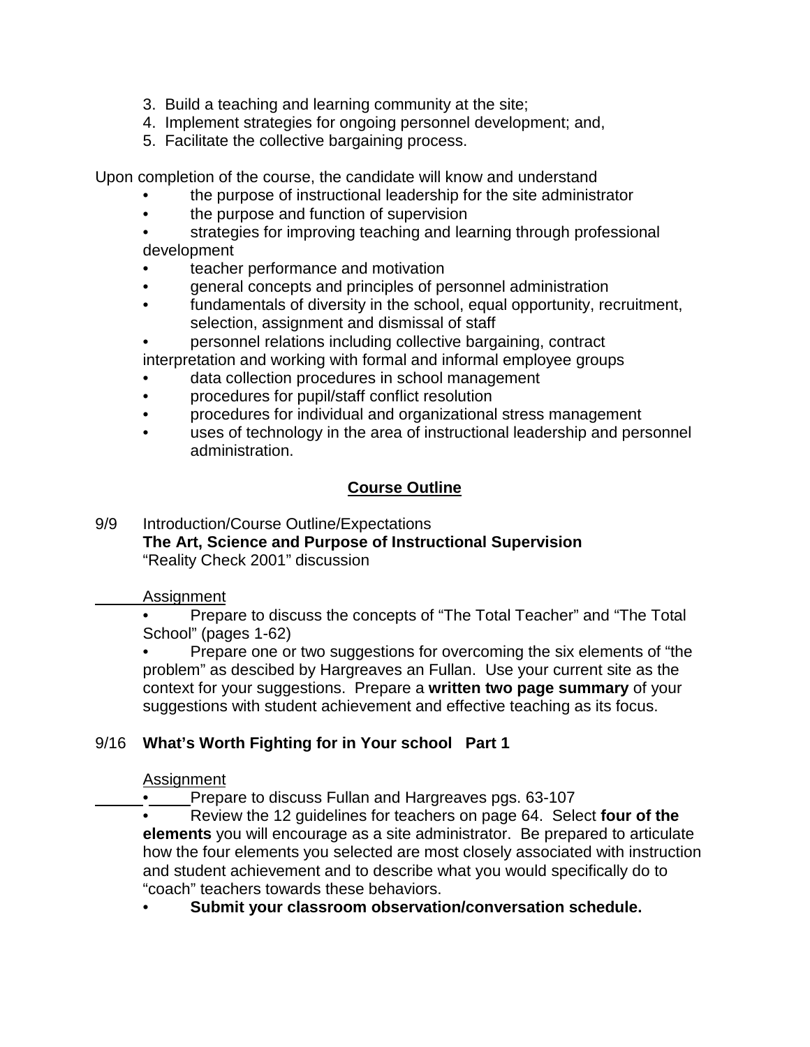3. Build a teaching and learning community at the site;
4. Implement strategies for ongoing personnel development; and,
5. Facilitate the collective bargaining process.

Upon completion of the course, the candidate will know and understand

- the purpose of instructional leadership for the site administrator
- the purpose and function of supervision
- strategies for improving teaching and learning through professional development
- teacher performance and motivation
- general concepts and principles of personnel administration
- fundamentals of diversity in the school, equal opportunity, recruitment, selection, assignment and dismissal of staff
- personnel relations including collective bargaining, contract interpretation and working with formal and informal employee groups
- data collection procedures in school management
- procedures for pupil/staff conflict resolution
- procedures for individual and organizational stress management
- uses of technology in the area of instructional leadership and personnel administration.

## Course Outline

9/9 Introduction/Course Outline/Expectations
**The Art, Science and Purpose of Instructional Supervision**
"Reality Check 2001" discussion

Assignment

- Prepare to discuss the concepts of "The Total Teacher" and "The Total School" (pages 1-62)
- Prepare one or two suggestions for overcoming the six elements of "the problem" as descibed by Hargreaves an Fullan. Use your current site as the context for your suggestions. Prepare a **written two page summary** of your suggestions with student achievement and effective teaching as its focus.

9/16 **What's Worth Fighting for in Your school Part 1**

Assignment

- Prepare to discuss Fullan and Hargreaves pgs. 63-107
- Review the 12 guidelines for teachers on page 64. Select **four of the elements** you will encourage as a site administrator. Be prepared to articulate how the four elements you selected are most closely associated with instruction and student achievement and to describe what you would specifically do to "coach" teachers towards these behaviors.
- **Submit your classroom observation/conversation schedule.**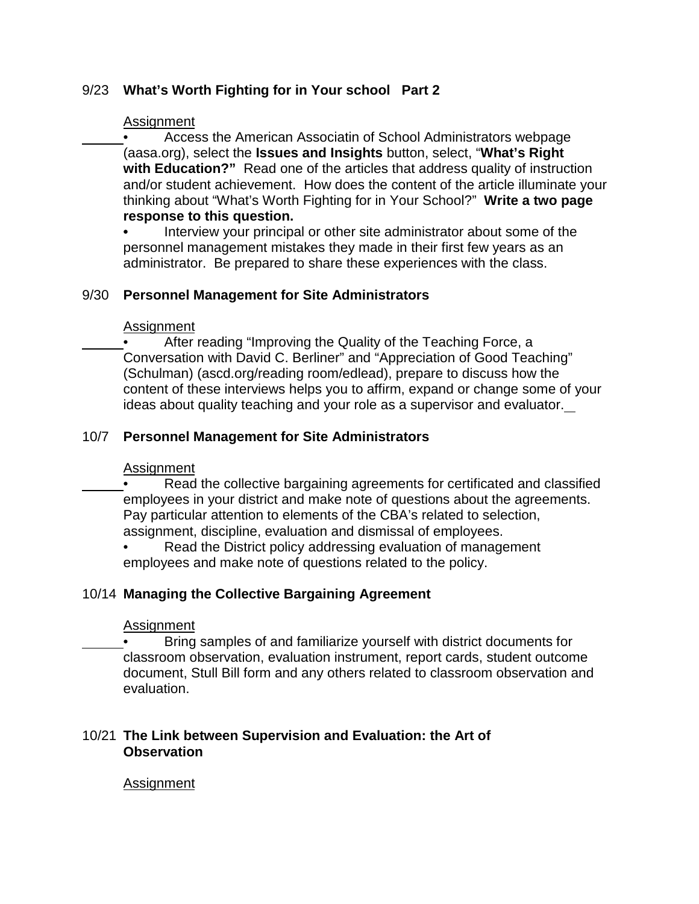9/23 **What's Worth Fighting for in Your school Part 2**

Assignment

______• Access the American Associatin of School Administrators webpage (aasa.org), select the **Issues and Insights** button, select, "**What's Right with Education?"** Read one of the articles that address quality of instruction and/or student achievement. How does the content of the article illuminate your thinking about "What's Worth Fighting for in Your School?" **Write a two page response to this question.**

• Interview your principal or other site administrator about some of the personnel management mistakes they made in their first few years as an administrator. Be prepared to share these experiences with the class.

9/30 **Personnel Management for Site Administrators**

Assignment

______• After reading "Improving the Quality of the Teaching Force, a Conversation with David C. Berliner" and "Appreciation of Good Teaching" (Schulman) (ascd.org/reading room/edlead), prepare to discuss how the content of these interviews helps you to affirm, expand or change some of your ideas about quality teaching and your role as a supervisor and evaluator.__

10/7 **Personnel Management for Site Administrators**

Assignment

______• Read the collective bargaining agreements for certificated and classified employees in your district and make note of questions about the agreements. Pay particular attention to elements of the CBA's related to selection, assignment, discipline, evaluation and dismissal of employees.

• Read the District policy addressing evaluation of management employees and make note of questions related to the policy.

10/14 **Managing the Collective Bargaining Agreement**

Assignment

______• Bring samples of and familiarize yourself with district documents for classroom observation, evaluation instrument, report cards, student outcome document, Stull Bill form and any others related to classroom observation and evaluation.

10/21 **The Link between Supervision and Evaluation: the Art of Observation**

Assignment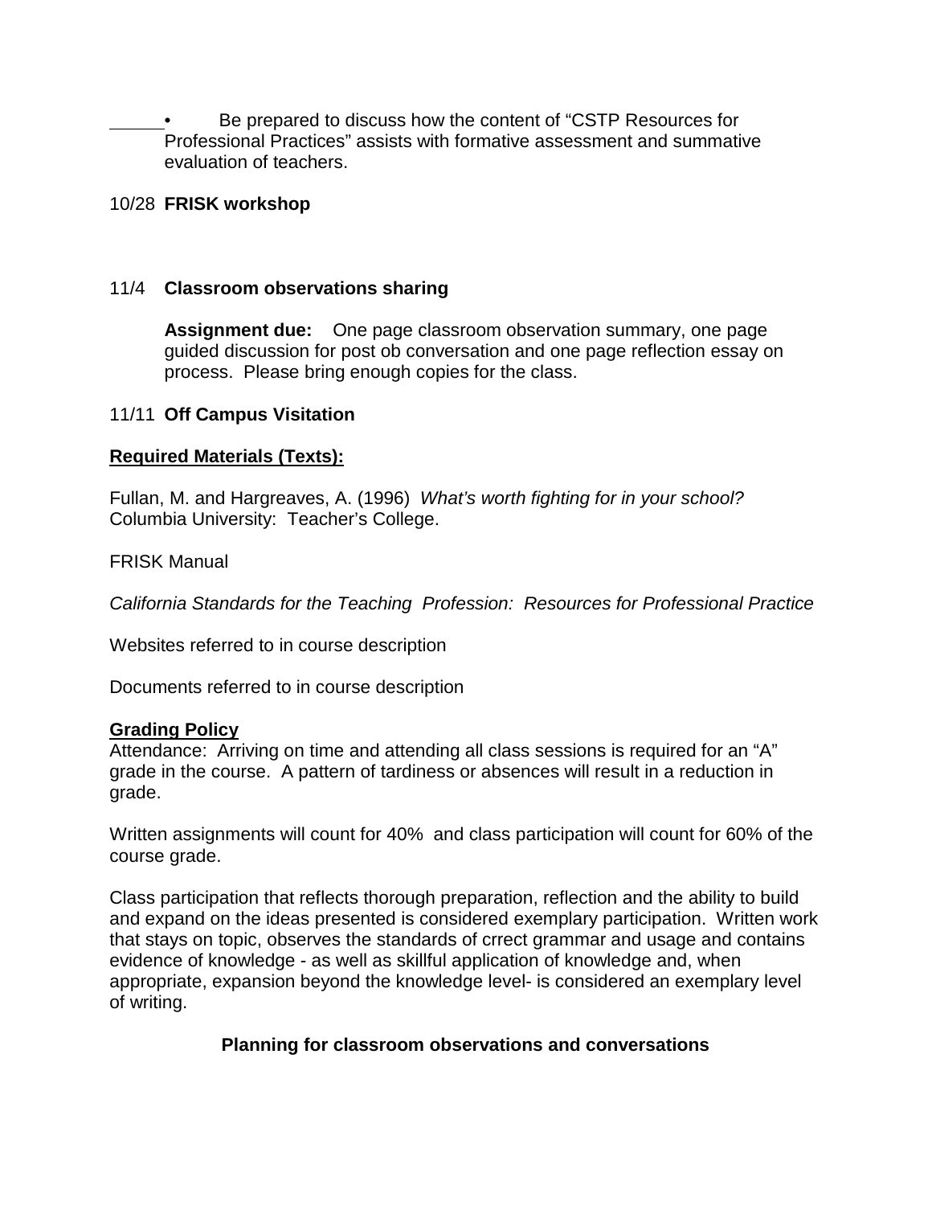- Be prepared to discuss how the content of "CSTP Resources for Professional Practices" assists with formative assessment and summative evaluation of teachers.

10/28 **FRISK workshop**

11/4 **Classroom observations sharing**

**Assignment due:** One page classroom observation summary, one page guided discussion for post ob conversation and one page reflection essay on process. Please bring enough copies for the class.

11/11 **Off Campus Visitation**

## **Required Materials (Texts):**

Fullan, M. and Hargreaves, A. (1996) *What's worth fighting for in your school?* Columbia University: Teacher's College.

FRISK Manual

*California Standards for the Teaching Profession: Resources for Professional Practice*

Websites referred to in course description

Documents referred to in course description

## **Grading Policy**

Attendance: Arriving on time and attending all class sessions is required for an "A" grade in the course. A pattern of tardiness or absences will result in a reduction in grade.

Written assignments will count for 40% and class participation will count for 60% of the course grade.

Class participation that reflects thorough preparation, reflection and the ability to build and expand on the ideas presented is considered exemplary participation. Written work that stays on topic, observes the standards of crrect grammar and usage and contains evidence of knowledge - as well as skillful application of knowledge and, when appropriate, expansion beyond the knowledge level- is considered an exemplary level of writing.

## **Planning for classroom observations and conversations**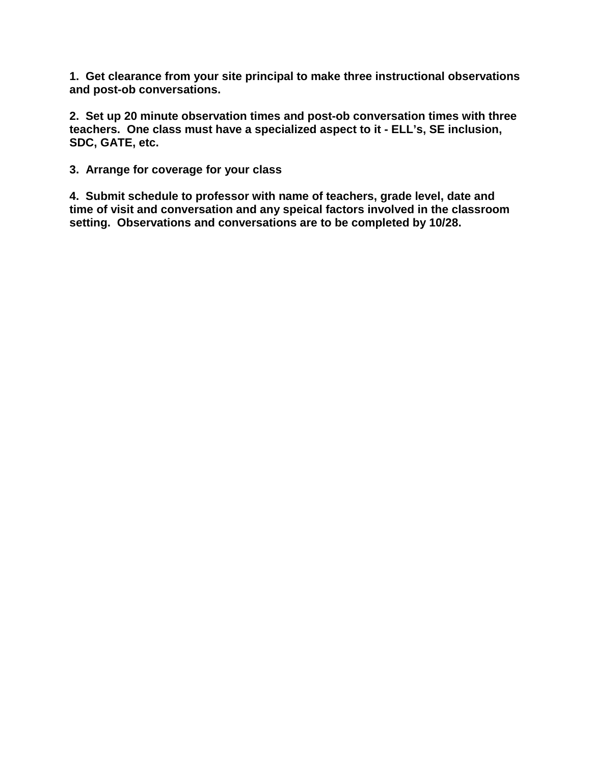**1. Get clearance from your site principal to make three instructional observations and post-ob conversations.**

**2. Set up 20 minute observation times and post-ob conversation times with three teachers. One class must have a specialized aspect to it - ELL's, SE inclusion, SDC, GATE, etc.**

**3. Arrange for coverage for your class**

**4. Submit schedule to professor with name of teachers, grade level, date and time of visit and conversation and any speical factors involved in the classroom setting. Observations and conversations are to be completed by 10/28.**